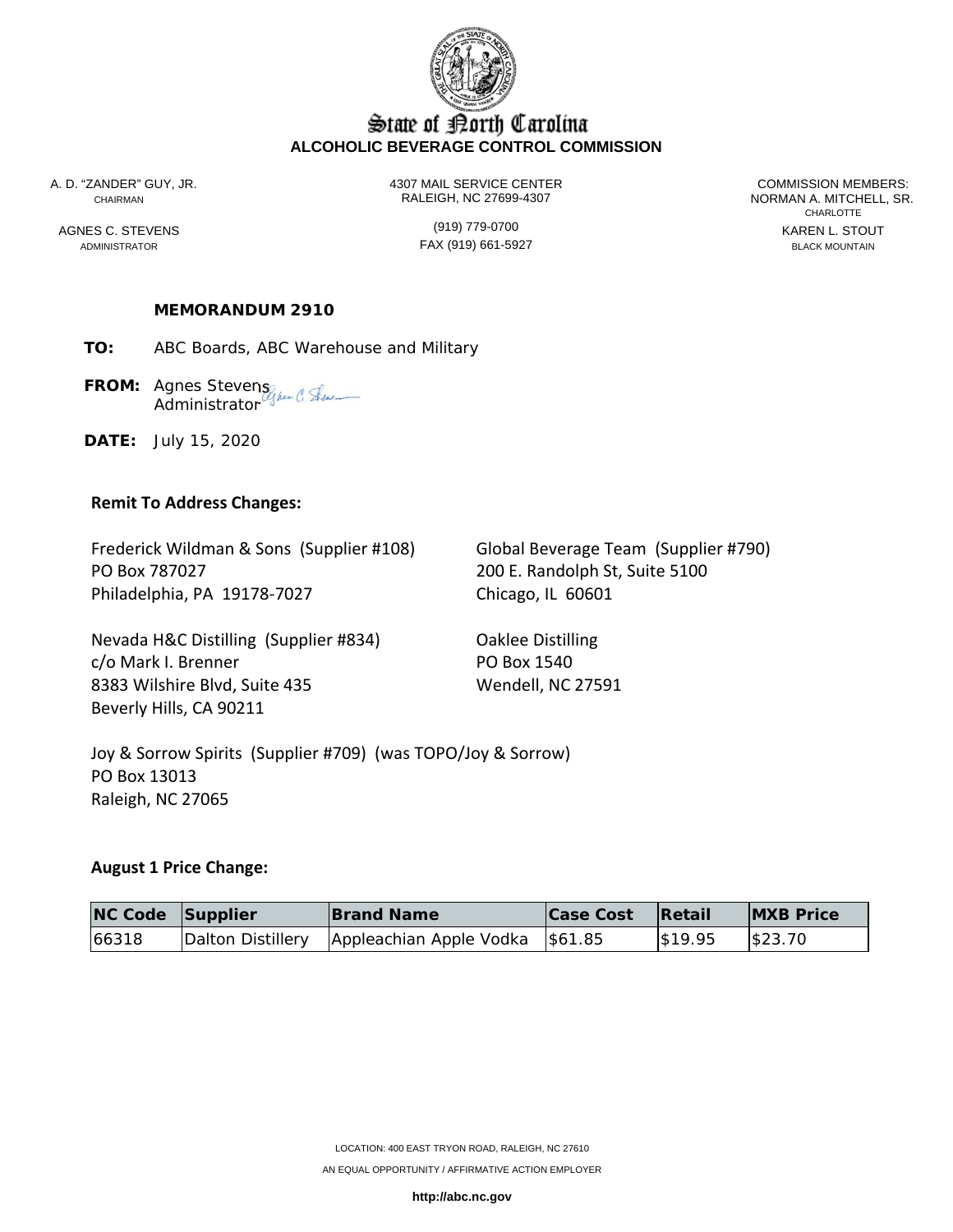State of North Carolina
**ALCOHOLIC BEVERAGE CONTROL COMMISSION**

A. D. "ZANDER" GUY, JR.
CHAIRMAN

AGNES C. STEVENS
ADMINISTRATOR

4307 MAIL SERVICE CENTER
RALEIGH, NC 27699-4307

(919) 779-0700
FAX (919) 661-5927

COMMISSION MEMBERS:
NORMAN A. MITCHELL, SR.
CHARLOTTE
KAREN L. STOUT
BLACK MOUNTAIN

**MEMORANDUM 2910**

**TO:** ABC Boards, ABC Warehouse and Military

**FROM:** Agnes Stevens
Administrator

**DATE:** July 15, 2020

**Remit To Address Changes:**

Frederick Wildman & Sons (Supplier #108)
PO Box 787027
Philadelphia, PA 19178-7027

Global Beverage Team (Supplier #790)
200 E. Randolph St, Suite 5100
Chicago, IL 60601

Nevada H&C Distilling (Supplier #834)
c/o Mark I. Brenner
8383 Wilshire Blvd, Suite 435
Beverly Hills, CA 90211

Oaklee Distilling
PO Box 1540
Wendell, NC 27591

Joy & Sorrow Spirits (Supplier #709) (was TOPO/Joy & Sorrow)
PO Box 13013
Raleigh, NC 27065

**August 1 Price Change:**

| NC Code | Supplier | Brand Name | Case Cost | Retail | MXB Price |
|---|---|---|---|---|---|
| 66318 | Dalton Distillery | Appleachian Apple Vodka | $61.85 | $19.95 | $23.70 |

LOCATION: 400 EAST TRYON ROAD, RALEIGH, NC 27610
AN EQUAL OPPORTUNITY / AFFIRMATIVE ACTION EMPLOYER
**http://abc.nc.gov**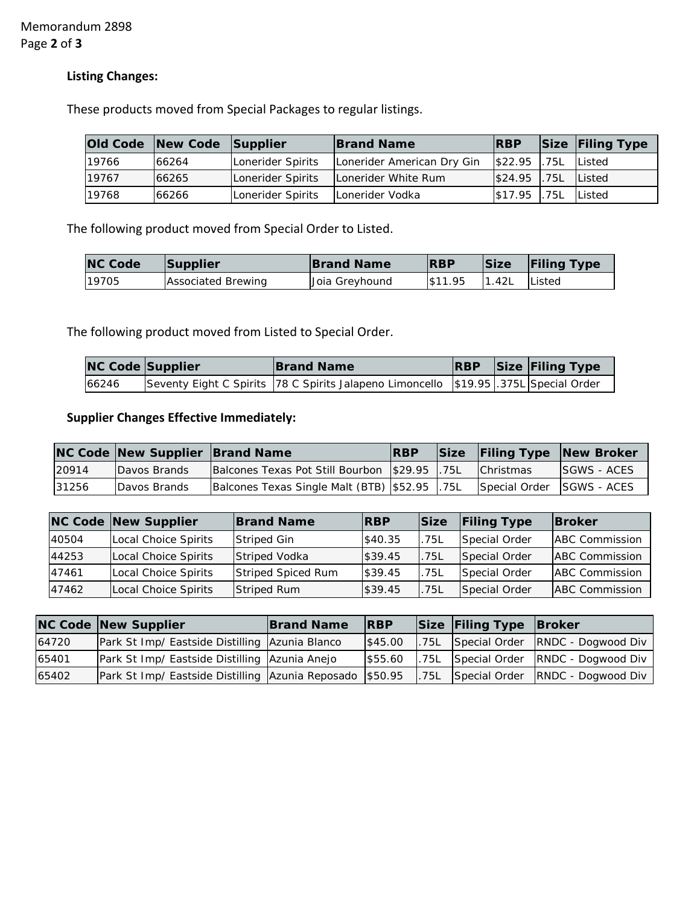**Listing Changes:**

These products moved from Special Packages to regular listings.

| Old Code | New Code | Supplier | Brand Name | RBP | Size | Filing Type |
|---|---|---|---|---|---|---|
| 19766 | 66264 | Lonerider Spirits | Lonerider American Dry Gin | $22.95 | .75L | Listed |
| 19767 | 66265 | Lonerider Spirits | Lonerider White Rum | $24.95 | .75L | Listed |
| 19768 | 66266 | Lonerider Spirits | Lonerider Vodka | $17.95 | .75L | Listed |

The following product moved from Special Order to Listed.

| NC Code | Supplier | Brand Name | RBP | Size | Filing Type |
|---|---|---|---|---|---|
| 19705 | Associated Brewing | Joia Greyhound | $11.95 | 1.42L | Listed |

The following product moved from Listed to Special Order.

| NC Code | Supplier | Brand Name | RBP | Size | Filing Type |
|---|---|---|---|---|---|
| 66246 | Seventy Eight C Spirits | 78 C Spirits Jalapeno Limoncello | $19.95 | .375L | Special Order |

**Supplier Changes Effective Immediately:**

| NC Code | New Supplier | Brand Name | RBP | Size | Filing Type | New Broker |
|---|---|---|---|---|---|---|
| 20914 | Davos Brands | Balcones Texas Pot Still Bourbon | $29.95 | .75L | Christmas | SGWS - ACES |
| 31256 | Davos Brands | Balcones Texas Single Malt (BTB) | $52.95 | .75L | Special Order | SGWS - ACES |

| NC Code | New Supplier | Brand Name | RBP | Size | Filing Type | Broker |
|---|---|---|---|---|---|---|
| 40504 | Local Choice Spirits | Striped Gin | $40.35 | .75L | Special Order | ABC Commission |
| 44253 | Local Choice Spirits | Striped Vodka | $39.45 | .75L | Special Order | ABC Commission |
| 47461 | Local Choice Spirits | Striped Spiced Rum | $39.45 | .75L | Special Order | ABC Commission |
| 47462 | Local Choice Spirits | Striped Rum | $39.45 | .75L | Special Order | ABC Commission |

| NC Code | New Supplier | Brand Name | RBP | Size | Filing Type | Broker |
|---|---|---|---|---|---|---|
| 64720 | Park St Imp/ Eastside Distilling | Azunia Blanco | $45.00 | .75L | Special Order | RNDC - Dogwood Div |
| 65401 | Park St Imp/ Eastside Distilling | Azunia Anejo | $55.60 | .75L | Special Order | RNDC - Dogwood Div |
| 65402 | Park St Imp/ Eastside Distilling | Azunia Reposado | $50.95 | .75L | Special Order | RNDC - Dogwood Div |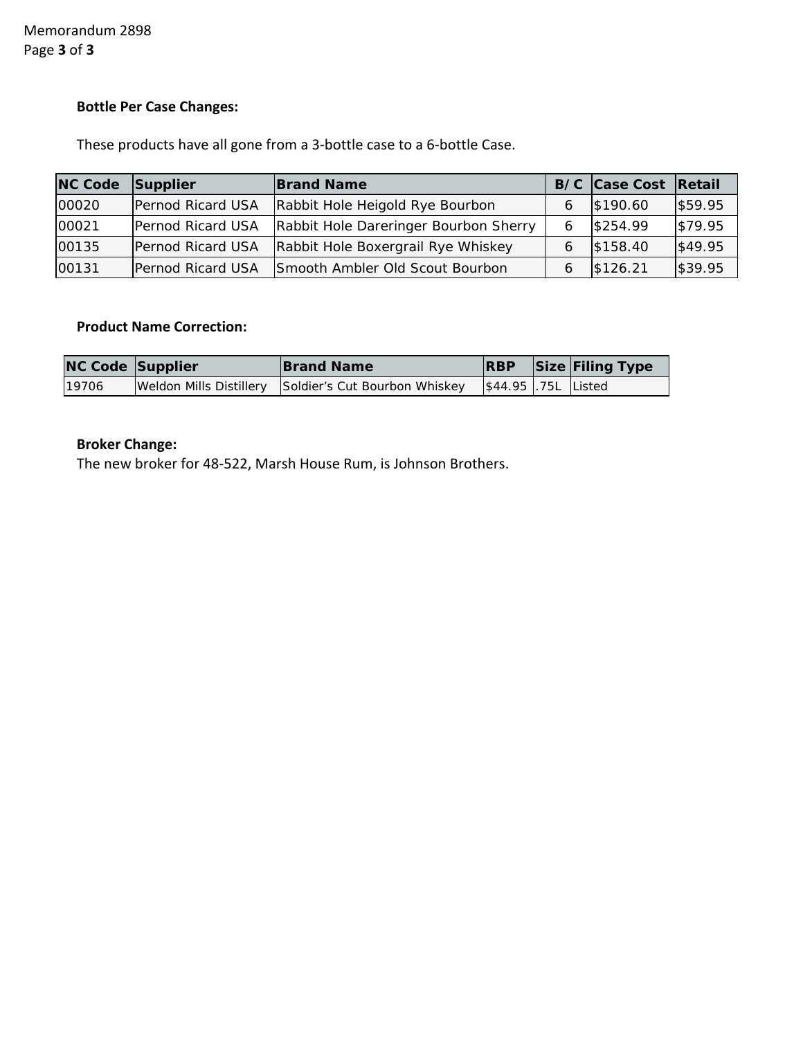**Bottle Per Case Changes:**

These products have all gone from a 3-bottle case to a 6-bottle Case.

| NC Code | Supplier | Brand Name | B/C | Case Cost | Retail |
|---|---|---|---|---|---|
| 00020 | Pernod Ricard USA | Rabbit Hole Heigold Rye Bourbon | 6 | $190.60 | $59.95 |
| 00021 | Pernod Ricard USA | Rabbit Hole Dareringer Bourbon Sherry | 6 | $254.99 | $79.95 |
| 00135 | Pernod Ricard USA | Rabbit Hole Boxergrail Rye Whiskey | 6 | $158.40 | $49.95 |
| 00131 | Pernod Ricard USA | Smooth Ambler Old Scout Bourbon | 6 | $126.21 | $39.95 |

**Product Name Correction:**

| NC Code | Supplier | Brand Name | RBP | Size | Filing Type |
|---|---|---|---|---|---|
| 19706 | Weldon Mills Distillery | Soldier's Cut Bourbon Whiskey | $44.95 | .75L | Listed |

**Broker Change:**

The new broker for 48-522, Marsh House Rum, is Johnson Brothers.